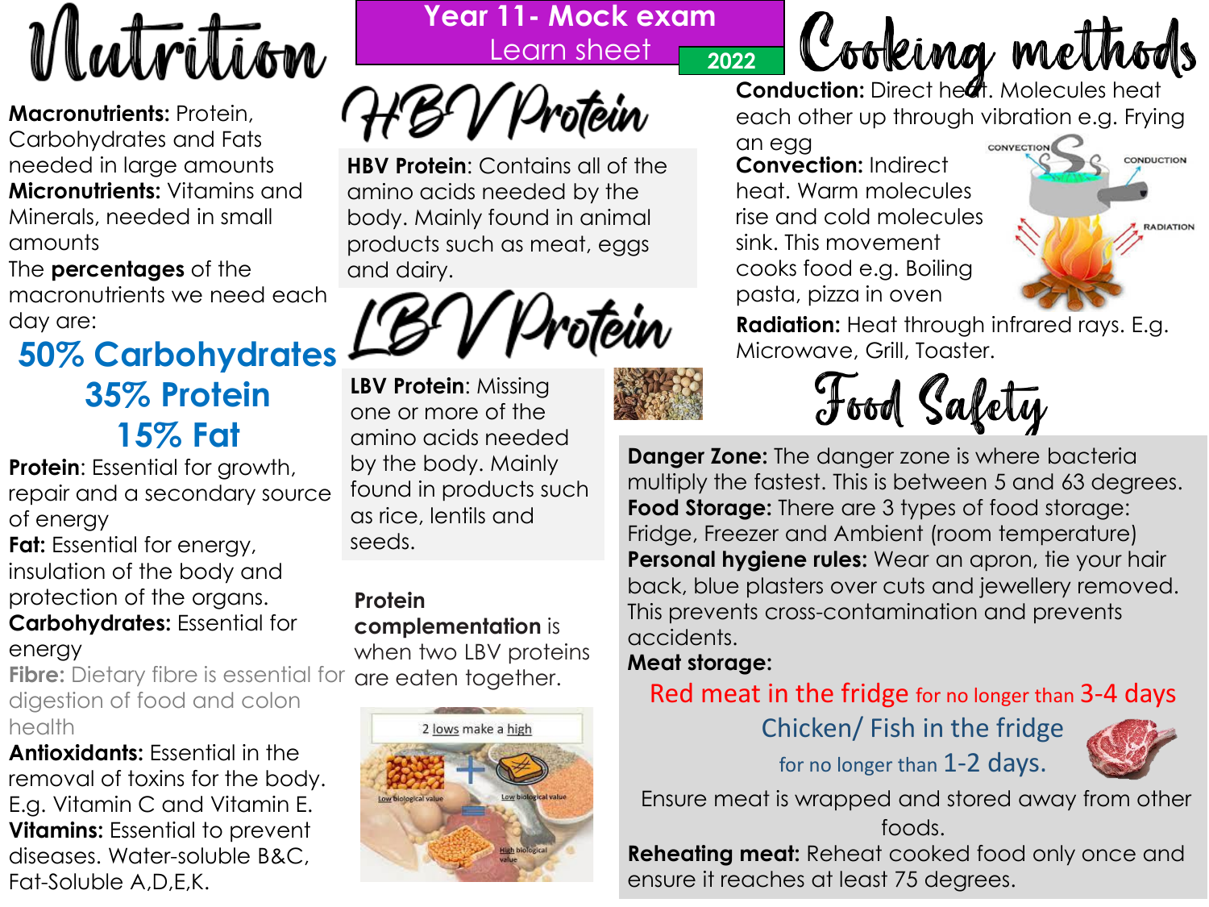# Year 11- Mock exam

Learn sheet

2022

## Nutrition

**Macronutrients:** Protein, Carbohydrates and Fats needed in large amounts

**Micronutrients:** Vitamins and Minerals, needed in small amounts

The **percentages** of the macronutrients we need each day are:

**50% Carbohydrates**

**35% Protein**

**15% Fat**

**Protein**: Essential for growth, repair and a secondary source of energy

**Fat:** Essential for energy, insulation of the body and protection of the organs.

**Carbohydrates:** Essential for energy

**Fibre:** Dietary fibre is essential for digestion of food and colon health

**Antioxidants:** Essential in the removal of toxins for the body. E.g. Vitamin C and Vitamin E.

**Vitamins:** Essential to prevent diseases. Water-soluble B&C, Fat-Soluble A,D,E,K.

## HBV Protein

**HBV Protein**: Contains all of the amino acids needed by the body. Mainly found in animal products such as meat, eggs and dairy.

## LBV Protein

**LBV Protein**: Missing one or more of the amino acids needed by the body. Mainly found in products such as rice, lentils and seeds.

**Protein complementation** is when two LBV proteins are eaten together.

2 lows make a high

Low biological value + Low biological value = High biological value

## Cooking methods

**Conduction:** Direct heat. Molecules heat each other up through vibration e.g. Frying an egg

**Convection:** Indirect heat. Warm molecules rise and cold molecules sink. This movement cooks food e.g. Boiling pasta, pizza in oven

CONVECTION CONDUCTION RADIATION

**Radiation:** Heat through infrared rays. E.g. Microwave, Grill, Toaster.

## Food Safety

**Danger Zone:** The danger zone is where bacteria multiply the fastest. This is between 5 and 63 degrees.

**Food Storage:** There are 3 types of food storage: Fridge, Freezer and Ambient (room temperature)

**Personal hygiene rules:** Wear an apron, tie your hair back, blue plasters over cuts and jewellery removed. This prevents cross-contamination and prevents accidents.

**Meat storage:**

Red meat in the fridge for no longer than 3-4 days

Chicken/ Fish in the fridge for no longer than 1-2 days.

Ensure meat is wrapped and stored away from other foods.

**Reheating meat:** Reheat cooked food only once and ensure it reaches at least 75 degrees.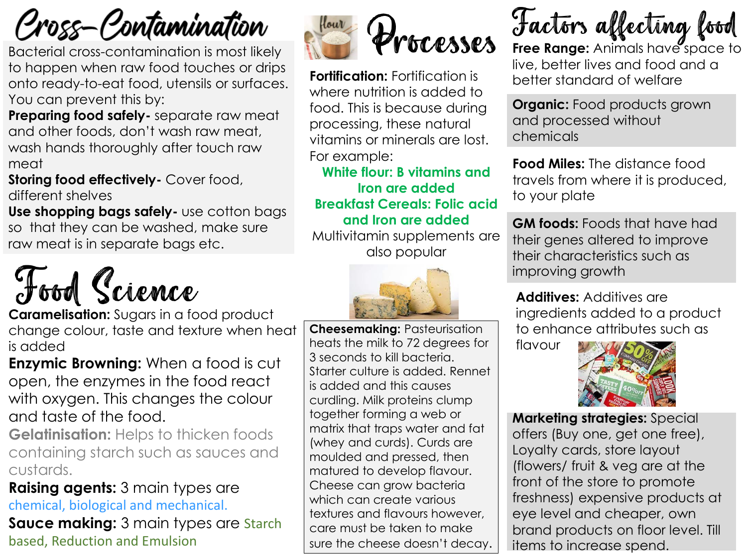# Cross-Contamination

Bacterial cross-contamination is most likely to happen when raw food touches or drips onto ready-to-eat food, utensils or surfaces. You can prevent this by:

**Preparing food safely-** separate raw meat and other foods, don't wash raw meat, wash hands thoroughly after touch raw meat

**Storing food effectively-** Cover food, different shelves

**Use shopping bags safely-** use cotton bags so that they can be washed, make sure raw meat is in separate bags etc.

# Food Science

**Caramelisation:** Sugars in a food product change colour, taste and texture when heat is added

**Enzymic Browning:** When a food is cut open, the enzymes in the food react with oxygen. This changes the colour and taste of the food.

**Gelatinisation:** Helps to thicken foods containing starch such as sauces and custards.

**Raising agents:** 3 main types are chemical, biological and mechanical.

**Sauce making:** 3 main types are Starch based, Reduction and Emulsion

# Processes

**Fortification:** Fortification is where nutrition is added to food. This is because during processing, these natural vitamins or minerals are lost. For example:

**White flour: B vitamins and Iron are added**

**Breakfast Cereals: Folic acid and Iron are added**

Multivitamin supplements are also popular

**Cheesemaking:** Pasteurisation heats the milk to 72 degrees for 3 seconds to kill bacteria. Starter culture is added. Rennet is added and this causes curdling. Milk proteins clump together forming a web or matrix that traps water and fat (whey and curds). Curds are moulded and pressed, then matured to develop flavour. Cheese can grow bacteria which can create various textures and flavours however, care must be taken to make sure the cheese doesn't decay.

# Factors affecting food

**Free Range:** Animals have space to live, better lives and food and a better standard of welfare

**Organic:** Food products grown and processed without chemicals

**Food Miles:** The distance food travels from where it is produced, to your plate

**GM foods:** Foods that have had their genes altered to improve their characteristics such as improving growth

**Additives:** Additives are ingredients added to a product to enhance attributes such as flavour

**Marketing strategies:** Special offers (Buy one, get one free), Loyalty cards, store layout (flowers/ fruit & veg are at the front of the store to promote freshness) expensive products at eye level and cheaper, own brand products on floor level. Till items to increase spend.